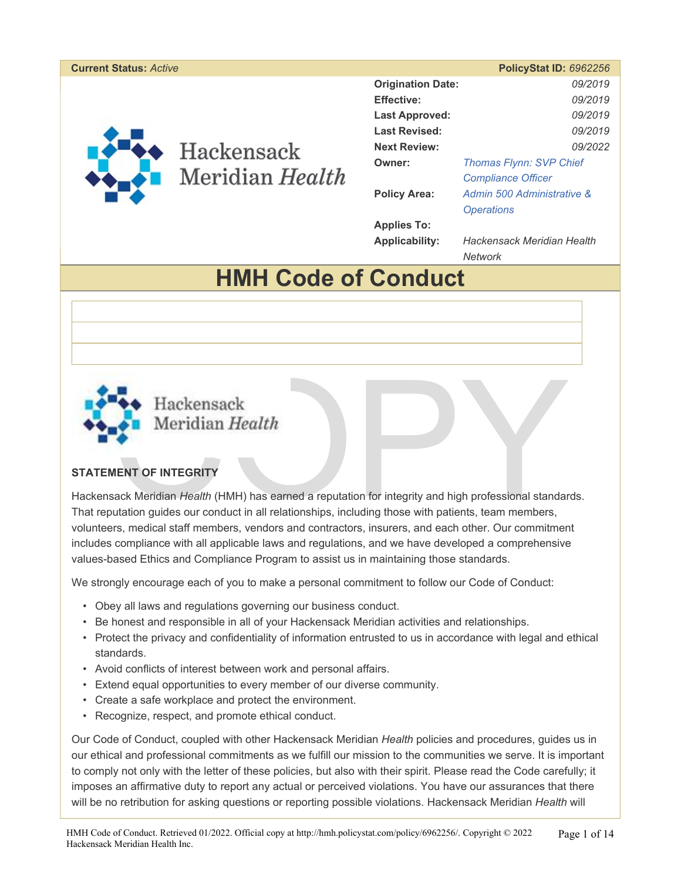| **Current Status:** *Active* | | **PolicyStat ID:** *6962256* |
|---|---|---|
| | **Origination Date:** | *09/2019* |
| | **Effective:** | *09/2019* |
| | **Last Approved:** | *09/2019* |
| | **Last Revised:** | *09/2019* |
| | **Next Review:** | *09/2022* |
| | **Owner:** | *Thomas Flynn: SVP Chief Compliance Officer* |
| | **Policy Area:** | *Admin 500 Administrative & Operations* |
| | **Applies To:** | |
| | **Applicability:** | *Hackensack Meridian Health Network* |

# HMH Code of Conduct

Hackensack Meridian *Health*

**STATEMENT OF INTEGRITY**

Hackensack Meridian *Health* (HMH) has earned a reputation for integrity and high professional standards. That reputation guides our conduct in all relationships, including those with patients, team members, volunteers, medical staff members, vendors and contractors, insurers, and each other. Our commitment includes compliance with all applicable laws and regulations, and we have developed a comprehensive values-based Ethics and Compliance Program to assist us in maintaining those standards.

We strongly encourage each of you to make a personal commitment to follow our Code of Conduct:

- Obey all laws and regulations governing our business conduct.
- Be honest and responsible in all of your Hackensack Meridian activities and relationships.
- Protect the privacy and confidentiality of information entrusted to us in accordance with legal and ethical standards.
- Avoid conflicts of interest between work and personal affairs.
- Extend equal opportunities to every member of our diverse community.
- Create a safe workplace and protect the environment.
- Recognize, respect, and promote ethical conduct.

Our Code of Conduct, coupled with other Hackensack Meridian *Health* policies and procedures, guides us in our ethical and professional commitments as we fulfill our mission to the communities we serve. It is important to comply not only with the letter of these policies, but also with their spirit. Please read the Code carefully; it imposes an affirmative duty to report any actual or perceived violations. You have our assurances that there will be no retribution for asking questions or reporting possible violations. Hackensack Meridian *Health* will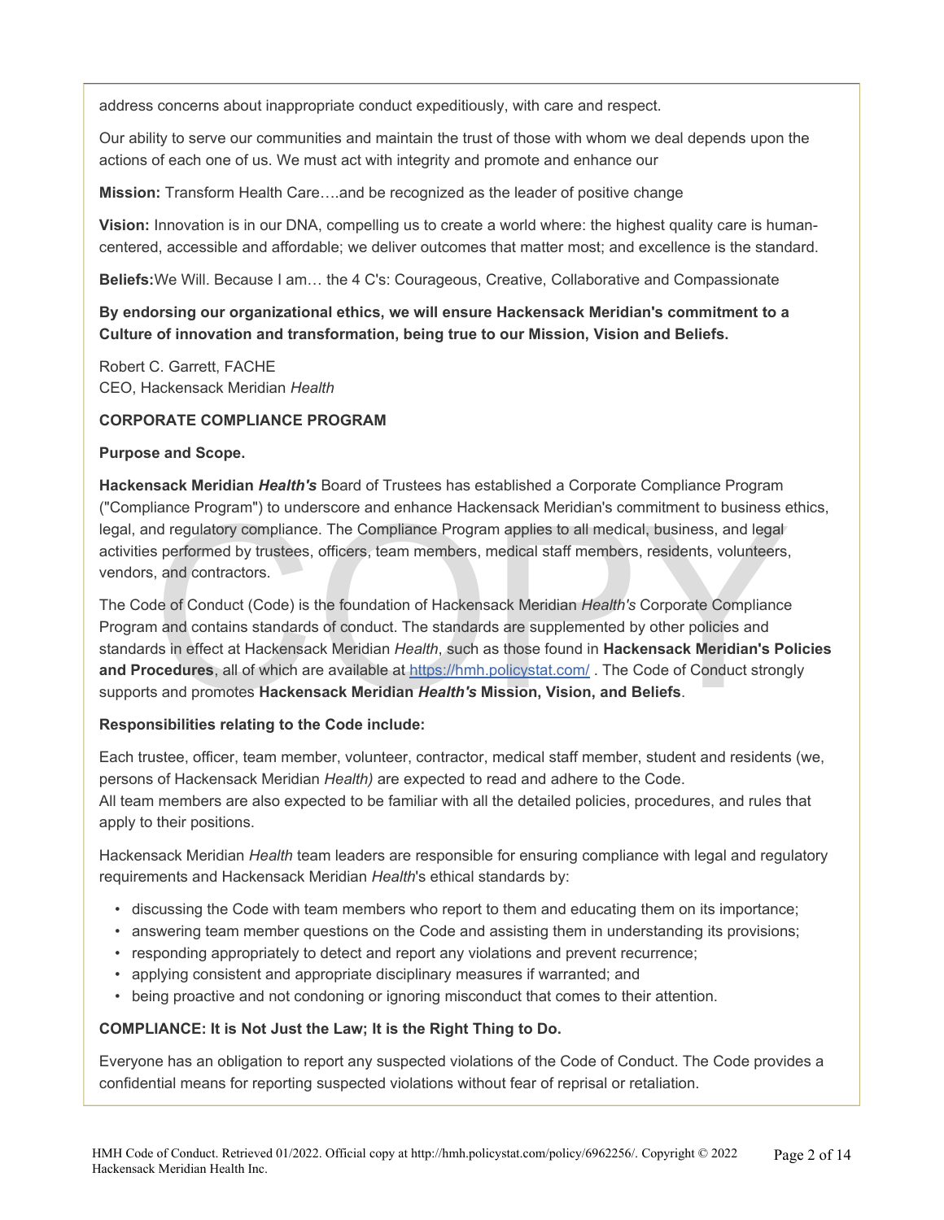address concerns about inappropriate conduct expeditiously, with care and respect.

Our ability to serve our communities and maintain the trust of those with whom we deal depends upon the actions of each one of us. We must act with integrity and promote and enhance our

**Mission:** Transform Health Care….and be recognized as the leader of positive change

**Vision:** Innovation is in our DNA, compelling us to create a world where: the highest quality care is human-centered, accessible and affordable; we deliver outcomes that matter most; and excellence is the standard.

**Beliefs:**We Will. Because I am… the 4 C's: Courageous, Creative, Collaborative and Compassionate

**By endorsing our organizational ethics, we will ensure Hackensack Meridian's commitment to a Culture of innovation and transformation, being true to our Mission, Vision and Beliefs.**

Robert C. Garrett, FACHE
CEO, Hackensack Meridian *Health*

**CORPORATE COMPLIANCE PROGRAM**

**Purpose and Scope.**

**Hackensack Meridian *Health's*** Board of Trustees has established a Corporate Compliance Program ("Compliance Program") to underscore and enhance Hackensack Meridian's commitment to business ethics, legal, and regulatory compliance. The Compliance Program applies to all medical, business, and legal activities performed by trustees, officers, team members, medical staff members, residents, volunteers, vendors, and contractors.

The Code of Conduct (Code) is the foundation of Hackensack Meridian *Health's* Corporate Compliance Program and contains standards of conduct. The standards are supplemented by other policies and standards in effect at Hackensack Meridian *Health*, such as those found in **Hackensack Meridian's Policies and Procedures**, all of which are available at https://hmh.policystat.com/ . The Code of Conduct strongly supports and promotes **Hackensack Meridian *Health's* Mission, Vision, and Beliefs**.

**Responsibilities relating to the Code include:**

Each trustee, officer, team member, volunteer, contractor, medical staff member, student and residents (we, persons of Hackensack Meridian *Health)* are expected to read and adhere to the Code.
All team members are also expected to be familiar with all the detailed policies, procedures, and rules that apply to their positions.

Hackensack Meridian *Health* team leaders are responsible for ensuring compliance with legal and regulatory requirements and Hackensack Meridian *Health*'s ethical standards by:

- discussing the Code with team members who report to them and educating them on its importance;
- answering team member questions on the Code and assisting them in understanding its provisions;
- responding appropriately to detect and report any violations and prevent recurrence;
- applying consistent and appropriate disciplinary measures if warranted; and
- being proactive and not condoning or ignoring misconduct that comes to their attention.

**COMPLIANCE: It is Not Just the Law; It is the Right Thing to Do.**

Everyone has an obligation to report any suspected violations of the Code of Conduct. The Code provides a confidential means for reporting suspected violations without fear of reprisal or retaliation.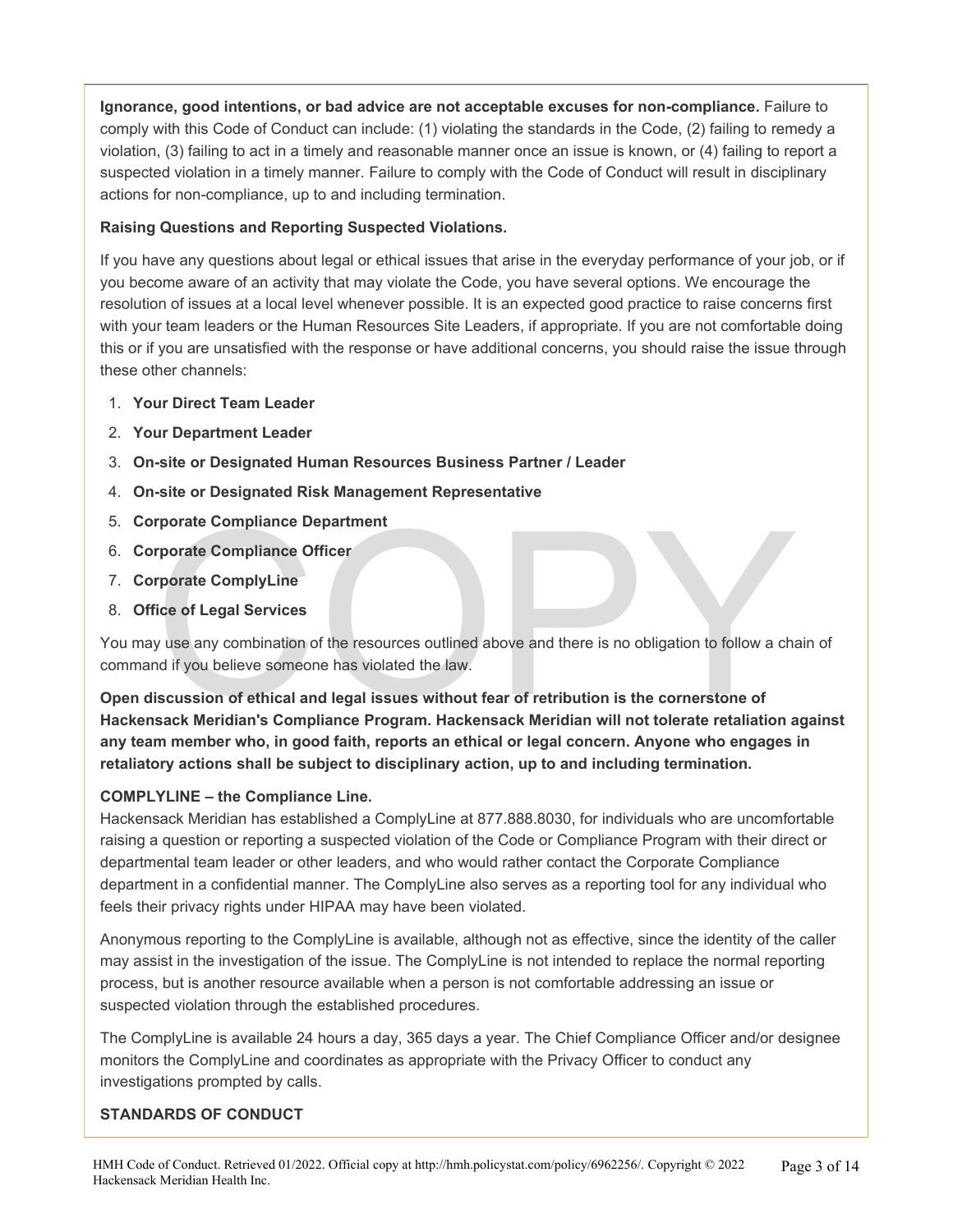**Ignorance, good intentions, or bad advice are not acceptable excuses for non-compliance.** Failure to comply with this Code of Conduct can include: (1) violating the standards in the Code, (2) failing to remedy a violation, (3) failing to act in a timely and reasonable manner once an issue is known, or (4) failing to report a suspected violation in a timely manner. Failure to comply with the Code of Conduct will result in disciplinary actions for non-compliance, up to and including termination.

**Raising Questions and Reporting Suspected Violations.**

If you have any questions about legal or ethical issues that arise in the everyday performance of your job, or if you become aware of an activity that may violate the Code, you have several options. We encourage the resolution of issues at a local level whenever possible. It is an expected good practice to raise concerns first with your team leaders or the Human Resources Site Leaders, if appropriate. If you are not comfortable doing this or if you are unsatisfied with the response or have additional concerns, you should raise the issue through these other channels:

1. **Your Direct Team Leader**
2. **Your Department Leader**
3. **On-site or Designated Human Resources Business Partner / Leader**
4. **On-site or Designated Risk Management Representative**
5. **Corporate Compliance Department**
6. **Corporate Compliance Officer**
7. **Corporate ComplyLine**
8. **Office of Legal Services**

You may use any combination of the resources outlined above and there is no obligation to follow a chain of command if you believe someone has violated the law.

**Open discussion of ethical and legal issues without fear of retribution is the cornerstone of Hackensack Meridian's Compliance Program. Hackensack Meridian will not tolerate retaliation against any team member who, in good faith, reports an ethical or legal concern. Anyone who engages in retaliatory actions shall be subject to disciplinary action, up to and including termination.**

**COMPLYLINE – the Compliance Line.**

Hackensack Meridian has established a ComplyLine at 877.888.8030, for individuals who are uncomfortable raising a question or reporting a suspected violation of the Code or Compliance Program with their direct or departmental team leader or other leaders, and who would rather contact the Corporate Compliance department in a confidential manner. The ComplyLine also serves as a reporting tool for any individual who feels their privacy rights under HIPAA may have been violated.

Anonymous reporting to the ComplyLine is available, although not as effective, since the identity of the caller may assist in the investigation of the issue. The ComplyLine is not intended to replace the normal reporting process, but is another resource available when a person is not comfortable addressing an issue or suspected violation through the established procedures.

The ComplyLine is available 24 hours a day, 365 days a year. The Chief Compliance Officer and/or designee monitors the ComplyLine and coordinates as appropriate with the Privacy Officer to conduct any investigations prompted by calls.

**STANDARDS OF CONDUCT**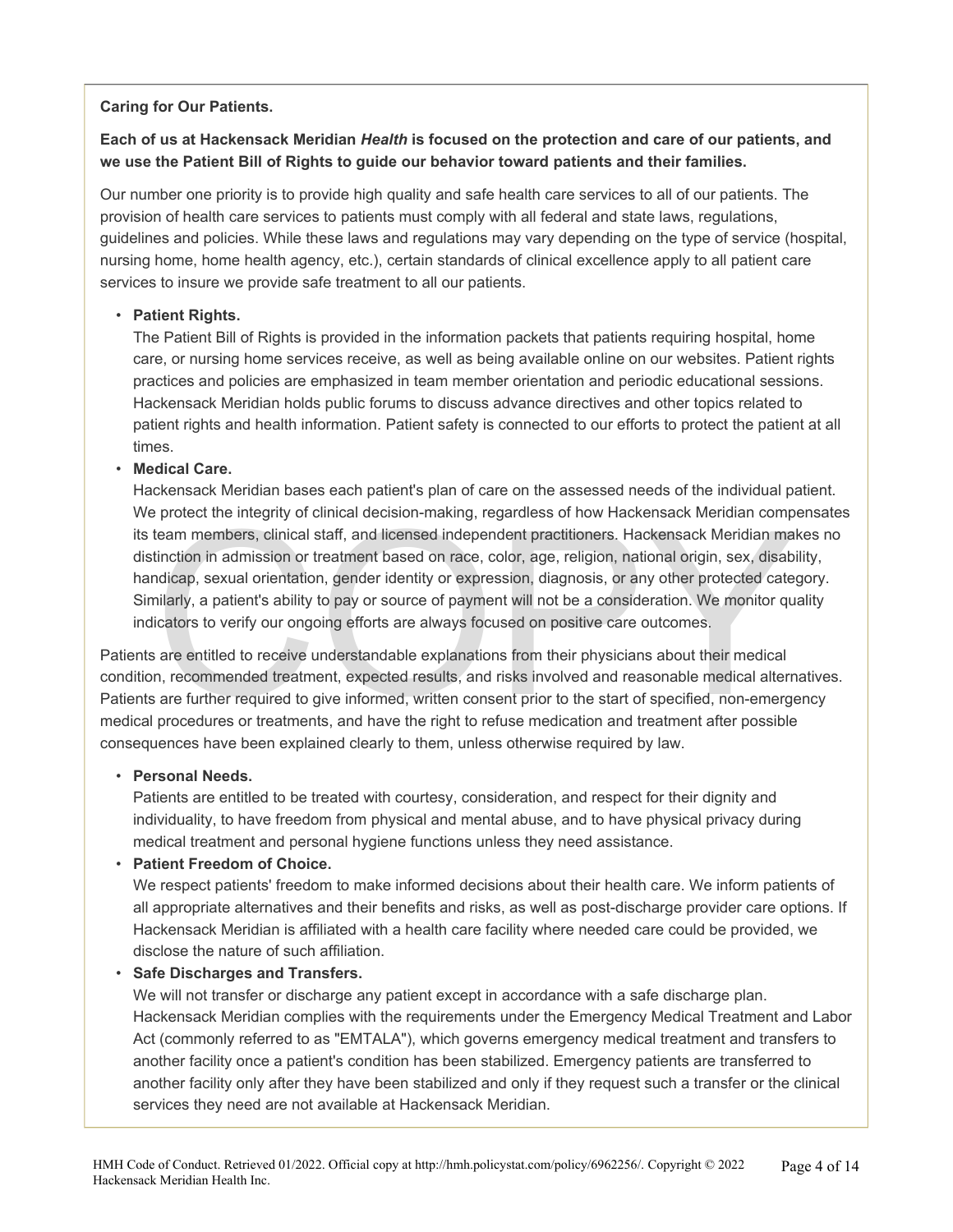**Caring for Our Patients.**

**Each of us at Hackensack Meridian *Health* is focused on the protection and care of our patients, and we use the Patient Bill of Rights to guide our behavior toward patients and their families.**

Our number one priority is to provide high quality and safe health care services to all of our patients. The provision of health care services to patients must comply with all federal and state laws, regulations, guidelines and policies. While these laws and regulations may vary depending on the type of service (hospital, nursing home, home health agency, etc.), certain standards of clinical excellence apply to all patient care services to insure we provide safe treatment to all our patients.

- **Patient Rights.**
  The Patient Bill of Rights is provided in the information packets that patients requiring hospital, home care, or nursing home services receive, as well as being available online on our websites. Patient rights practices and policies are emphasized in team member orientation and periodic educational sessions. Hackensack Meridian holds public forums to discuss advance directives and other topics related to patient rights and health information. Patient safety is connected to our efforts to protect the patient at all times.
- **Medical Care.**
  Hackensack Meridian bases each patient's plan of care on the assessed needs of the individual patient. We protect the integrity of clinical decision-making, regardless of how Hackensack Meridian compensates its team members, clinical staff, and licensed independent practitioners. Hackensack Meridian makes no distinction in admission or treatment based on race, color, age, religion, national origin, sex, disability, handicap, sexual orientation, gender identity or expression, diagnosis, or any other protected category. Similarly, a patient's ability to pay or source of payment will not be a consideration. We monitor quality indicators to verify our ongoing efforts are always focused on positive care outcomes.

Patients are entitled to receive understandable explanations from their physicians about their medical condition, recommended treatment, expected results, and risks involved and reasonable medical alternatives. Patients are further required to give informed, written consent prior to the start of specified, non-emergency medical procedures or treatments, and have the right to refuse medication and treatment after possible consequences have been explained clearly to them, unless otherwise required by law.

- **Personal Needs.**
  Patients are entitled to be treated with courtesy, consideration, and respect for their dignity and individuality, to have freedom from physical and mental abuse, and to have physical privacy during medical treatment and personal hygiene functions unless they need assistance.
- **Patient Freedom of Choice.**
  We respect patients' freedom to make informed decisions about their health care. We inform patients of all appropriate alternatives and their benefits and risks, as well as post-discharge provider care options. If Hackensack Meridian is affiliated with a health care facility where needed care could be provided, we disclose the nature of such affiliation.
- **Safe Discharges and Transfers.**
  We will not transfer or discharge any patient except in accordance with a safe discharge plan. Hackensack Meridian complies with the requirements under the Emergency Medical Treatment and Labor Act (commonly referred to as "EMTALA"), which governs emergency medical treatment and transfers to another facility once a patient's condition has been stabilized. Emergency patients are transferred to another facility only after they have been stabilized and only if they request such a transfer or the clinical services they need are not available at Hackensack Meridian.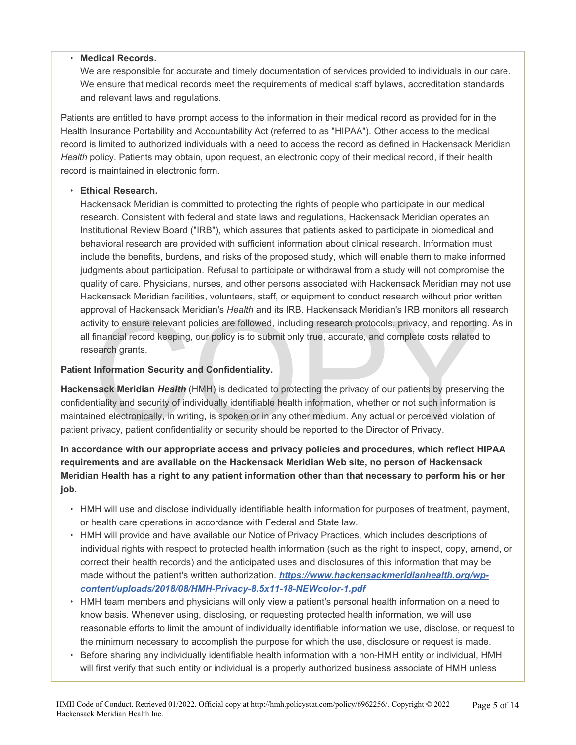- **Medical Records.**
  We are responsible for accurate and timely documentation of services provided to individuals in our care. We ensure that medical records meet the requirements of medical staff bylaws, accreditation standards and relevant laws and regulations.

Patients are entitled to have prompt access to the information in their medical record as provided for in the Health Insurance Portability and Accountability Act (referred to as "HIPAA"). Other access to the medical record is limited to authorized individuals with a need to access the record as defined in Hackensack Meridian *Health* policy. Patients may obtain, upon request, an electronic copy of their medical record, if their health record is maintained in electronic form.

- **Ethical Research.**
  Hackensack Meridian is committed to protecting the rights of people who participate in our medical research. Consistent with federal and state laws and regulations, Hackensack Meridian operates an Institutional Review Board ("IRB"), which assures that patients asked to participate in biomedical and behavioral research are provided with sufficient information about clinical research. Information must include the benefits, burdens, and risks of the proposed study, which will enable them to make informed judgments about participation. Refusal to participate or withdrawal from a study will not compromise the quality of care. Physicians, nurses, and other persons associated with Hackensack Meridian may not use Hackensack Meridian facilities, volunteers, staff, or equipment to conduct research without prior written approval of Hackensack Meridian's *Health* and its IRB. Hackensack Meridian's IRB monitors all research activity to ensure relevant policies are followed, including research protocols, privacy, and reporting. As in all financial record keeping, our policy is to submit only true, accurate, and complete costs related to research grants.

**Patient Information Security and Confidentiality.**

**Hackensack Meridian *Health*** (HMH) is dedicated to protecting the privacy of our patients by preserving the confidentiality and security of individually identifiable health information, whether or not such information is maintained electronically, in writing, is spoken or in any other medium. Any actual or perceived violation of patient privacy, patient confidentiality or security should be reported to the Director of Privacy.

**In accordance with our appropriate access and privacy policies and procedures, which reflect HIPAA requirements and are available on the Hackensack Meridian Web site, no person of Hackensack Meridian Health has a right to any patient information other than that necessary to perform his or her job.**

- HMH will use and disclose individually identifiable health information for purposes of treatment, payment, or health care operations in accordance with Federal and State law.
- HMH will provide and have available our Notice of Privacy Practices, which includes descriptions of individual rights with respect to protected health information (such as the right to inspect, copy, amend, or correct their health records) and the anticipated uses and disclosures of this information that may be made without the patient's written authorization. ***https://www.hackensackmeridianhealth.org/wp-content/uploads/2018/08/HMH-Privacy-8.5x11-18-NEWcolor-1.pdf***
- HMH team members and physicians will only view a patient's personal health information on a need to know basis. Whenever using, disclosing, or requesting protected health information, we will use reasonable efforts to limit the amount of individually identifiable information we use, disclose, or request to the minimum necessary to accomplish the purpose for which the use, disclosure or request is made.
- Before sharing any individually identifiable health information with a non-HMH entity or individual, HMH will first verify that such entity or individual is a properly authorized business associate of HMH unless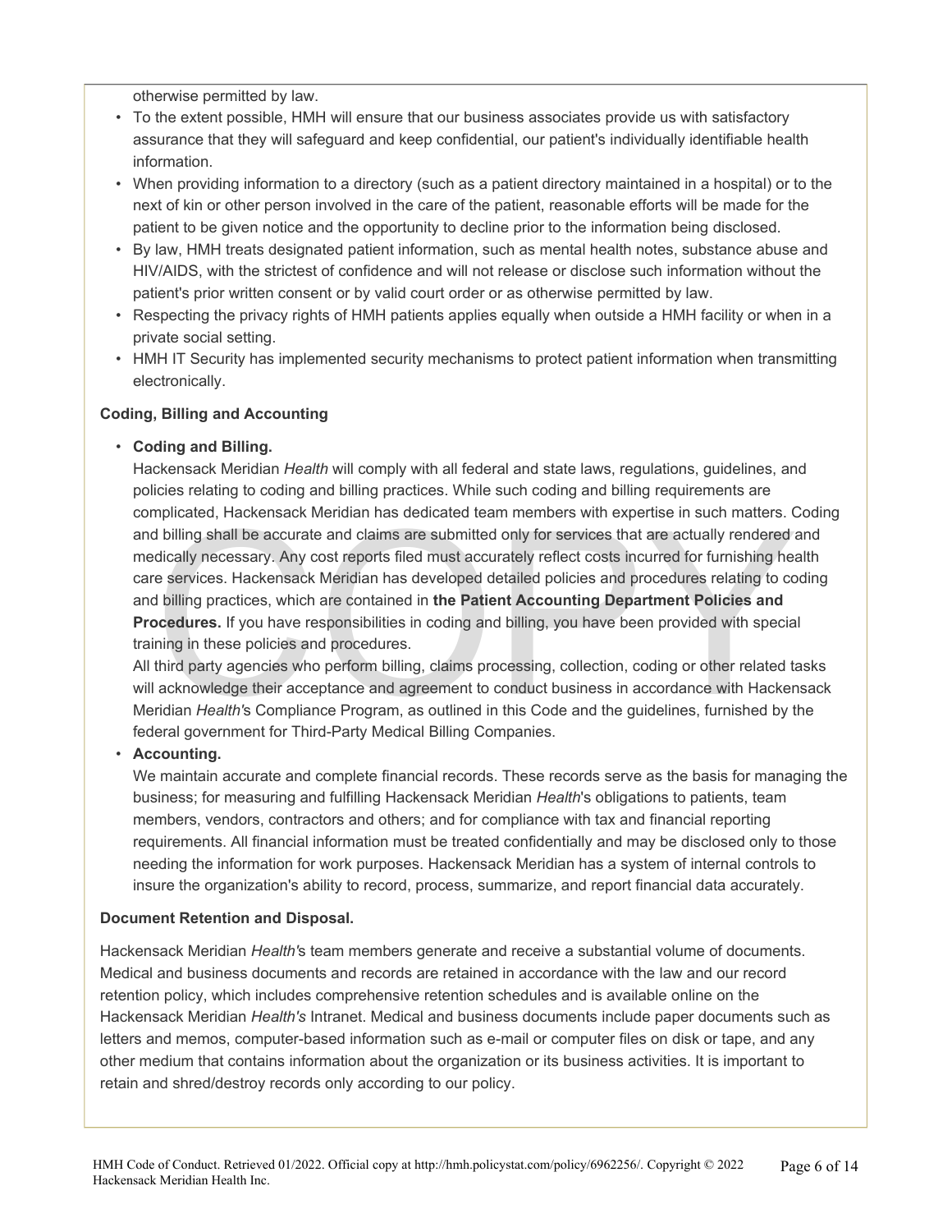otherwise permitted by law.

- To the extent possible, HMH will ensure that our business associates provide us with satisfactory assurance that they will safeguard and keep confidential, our patient's individually identifiable health information.
- When providing information to a directory (such as a patient directory maintained in a hospital) or to the next of kin or other person involved in the care of the patient, reasonable efforts will be made for the patient to be given notice and the opportunity to decline prior to the information being disclosed.
- By law, HMH treats designated patient information, such as mental health notes, substance abuse and HIV/AIDS, with the strictest of confidence and will not release or disclose such information without the patient's prior written consent or by valid court order or as otherwise permitted by law.
- Respecting the privacy rights of HMH patients applies equally when outside a HMH facility or when in a private social setting.
- HMH IT Security has implemented security mechanisms to protect patient information when transmitting electronically.

**Coding, Billing and Accounting**

- **Coding and Billing.**
  Hackensack Meridian *Health* will comply with all federal and state laws, regulations, guidelines, and policies relating to coding and billing practices. While such coding and billing requirements are complicated, Hackensack Meridian has dedicated team members with expertise in such matters. Coding and billing shall be accurate and claims are submitted only for services that are actually rendered and medically necessary. Any cost reports filed must accurately reflect costs incurred for furnishing health care services. Hackensack Meridian has developed detailed policies and procedures relating to coding and billing practices, which are contained in **the Patient Accounting Department Policies and Procedures.** If you have responsibilities in coding and billing, you have been provided with special training in these policies and procedures.
  All third party agencies who perform billing, claims processing, collection, coding or other related tasks will acknowledge their acceptance and agreement to conduct business in accordance with Hackensack Meridian *Health'*s Compliance Program, as outlined in this Code and the guidelines, furnished by the federal government for Third-Party Medical Billing Companies.
- **Accounting.**
  We maintain accurate and complete financial records. These records serve as the basis for managing the business; for measuring and fulfilling Hackensack Meridian *Health*'s obligations to patients, team members, vendors, contractors and others; and for compliance with tax and financial reporting requirements. All financial information must be treated confidentially and may be disclosed only to those needing the information for work purposes. Hackensack Meridian has a system of internal controls to insure the organization's ability to record, process, summarize, and report financial data accurately.

**Document Retention and Disposal.**

Hackensack Meridian *Health'*s team members generate and receive a substantial volume of documents. Medical and business documents and records are retained in accordance with the law and our record retention policy, which includes comprehensive retention schedules and is available online on the Hackensack Meridian *Health's* Intranet. Medical and business documents include paper documents such as letters and memos, computer-based information such as e-mail or computer files on disk or tape, and any other medium that contains information about the organization or its business activities. It is important to retain and shred/destroy records only according to our policy.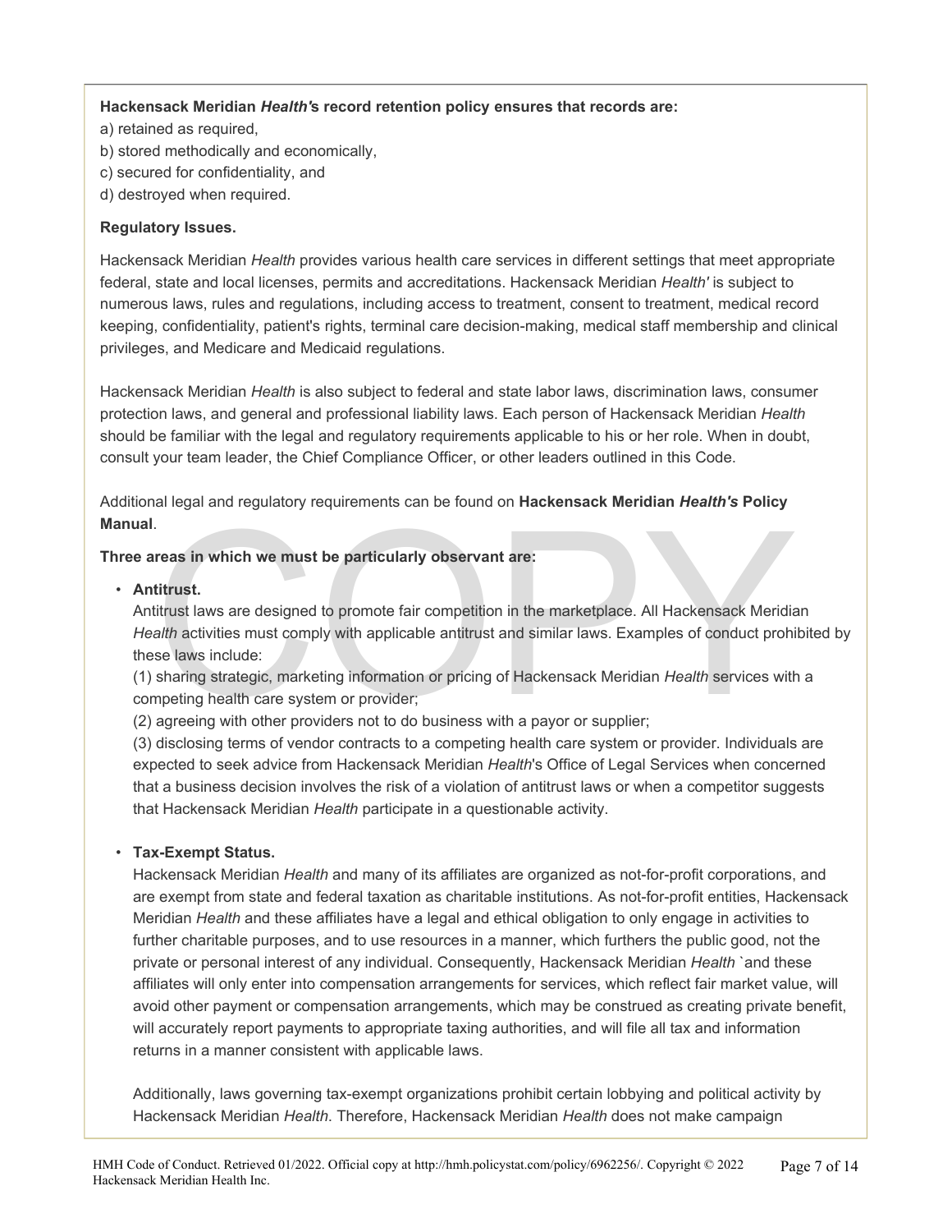**Hackensack Meridian *Health'*s record retention policy ensures that records are:**

a) retained as required,
b) stored methodically and economically,
c) secured for confidentiality, and
d) destroyed when required.

**Regulatory Issues.**

Hackensack Meridian *Health* provides various health care services in different settings that meet appropriate federal, state and local licenses, permits and accreditations. Hackensack Meridian *Health'* is subject to numerous laws, rules and regulations, including access to treatment, consent to treatment, medical record keeping, confidentiality, patient's rights, terminal care decision-making, medical staff membership and clinical privileges, and Medicare and Medicaid regulations.

Hackensack Meridian *Health* is also subject to federal and state labor laws, discrimination laws, consumer protection laws, and general and professional liability laws. Each person of Hackensack Meridian *Health* should be familiar with the legal and regulatory requirements applicable to his or her role. When in doubt, consult your team leader, the Chief Compliance Officer, or other leaders outlined in this Code.

Additional legal and regulatory requirements can be found on **Hackensack Meridian *Health's* Policy Manual**.

**Three areas in which we must be particularly observant are:**

- **Antitrust.**
  Antitrust laws are designed to promote fair competition in the marketplace. All Hackensack Meridian *Health* activities must comply with applicable antitrust and similar laws. Examples of conduct prohibited by these laws include:
  (1) sharing strategic, marketing information or pricing of Hackensack Meridian *Health* services with a competing health care system or provider;
  (2) agreeing with other providers not to do business with a payor or supplier;
  (3) disclosing terms of vendor contracts to a competing health care system or provider. Individuals are expected to seek advice from Hackensack Meridian *Health*'s Office of Legal Services when concerned that a business decision involves the risk of a violation of antitrust laws or when a competitor suggests that Hackensack Meridian *Health* participate in a questionable activity.

- **Tax-Exempt Status.**
  Hackensack Meridian *Health* and many of its affiliates are organized as not-for-profit corporations, and are exempt from state and federal taxation as charitable institutions. As not-for-profit entities, Hackensack Meridian *Health* and these affiliates have a legal and ethical obligation to only engage in activities to further charitable purposes, and to use resources in a manner, which furthers the public good, not the private or personal interest of any individual. Consequently, Hackensack Meridian *Health* `and these affiliates will only enter into compensation arrangements for services, which reflect fair market value, will avoid other payment or compensation arrangements, which may be construed as creating private benefit, will accurately report payments to appropriate taxing authorities, and will file all tax and information returns in a manner consistent with applicable laws.

  Additionally, laws governing tax-exempt organizations prohibit certain lobbying and political activity by Hackensack Meridian *Health*. Therefore, Hackensack Meridian *Health* does not make campaign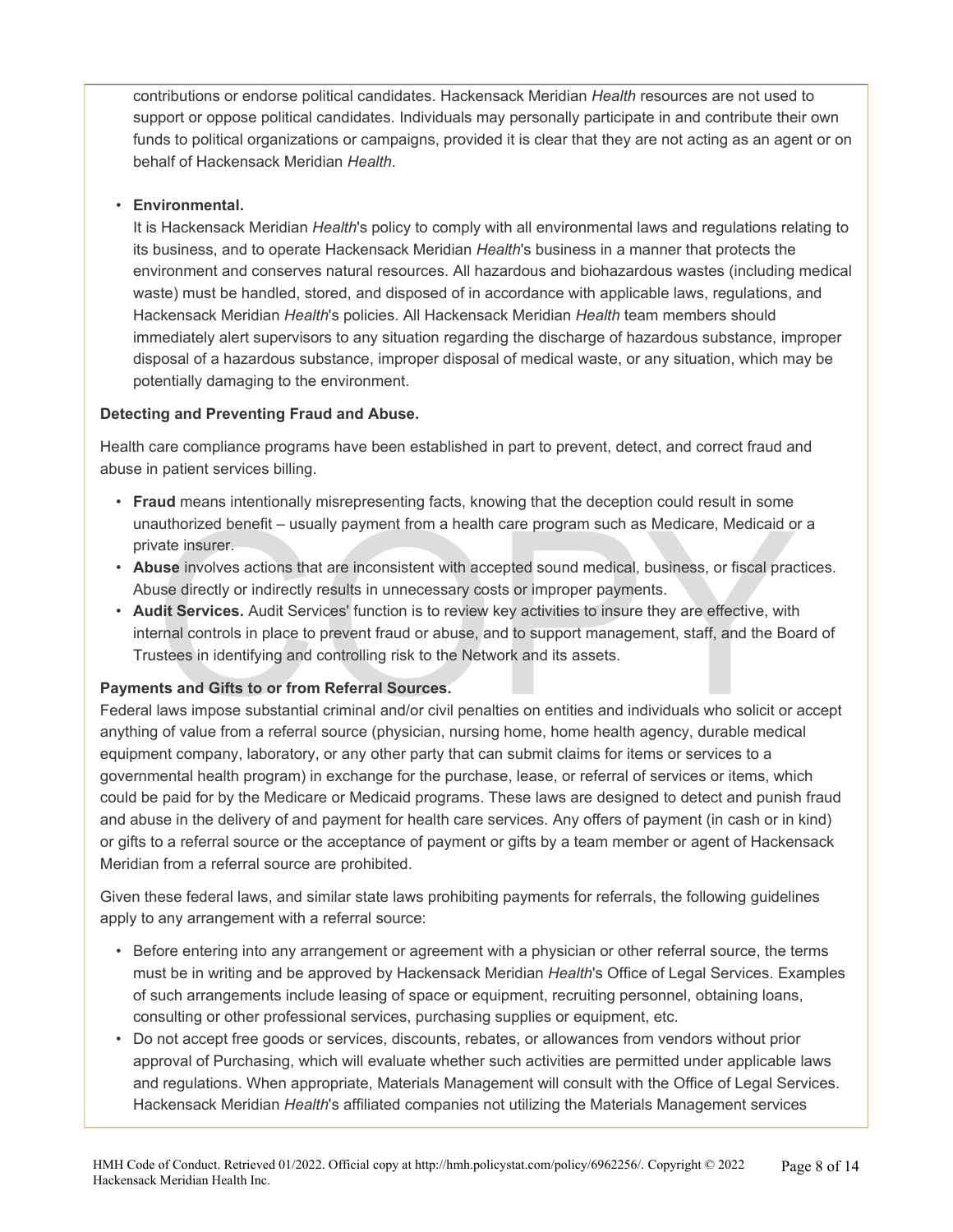contributions or endorse political candidates. Hackensack Meridian *Health* resources are not used to support or oppose political candidates. Individuals may personally participate in and contribute their own funds to political organizations or campaigns, provided it is clear that they are not acting as an agent or on behalf of Hackensack Meridian *Health*.

- **Environmental.**
  It is Hackensack Meridian *Health*'s policy to comply with all environmental laws and regulations relating to its business, and to operate Hackensack Meridian *Health*'s business in a manner that protects the environment and conserves natural resources. All hazardous and biohazardous wastes (including medical waste) must be handled, stored, and disposed of in accordance with applicable laws, regulations, and Hackensack Meridian *Health*'s policies. All Hackensack Meridian *Health* team members should immediately alert supervisors to any situation regarding the discharge of hazardous substance, improper disposal of a hazardous substance, improper disposal of medical waste, or any situation, which may be potentially damaging to the environment.

**Detecting and Preventing Fraud and Abuse.**

Health care compliance programs have been established in part to prevent, detect, and correct fraud and abuse in patient services billing.

- **Fraud** means intentionally misrepresenting facts, knowing that the deception could result in some unauthorized benefit – usually payment from a health care program such as Medicare, Medicaid or a private insurer.
- **Abuse** involves actions that are inconsistent with accepted sound medical, business, or fiscal practices. Abuse directly or indirectly results in unnecessary costs or improper payments.
- **Audit Services.** Audit Services' function is to review key activities to insure they are effective, with internal controls in place to prevent fraud or abuse, and to support management, staff, and the Board of Trustees in identifying and controlling risk to the Network and its assets.

**Payments and Gifts to or from Referral Sources.**

Federal laws impose substantial criminal and/or civil penalties on entities and individuals who solicit or accept anything of value from a referral source (physician, nursing home, home health agency, durable medical equipment company, laboratory, or any other party that can submit claims for items or services to a governmental health program) in exchange for the purchase, lease, or referral of services or items, which could be paid for by the Medicare or Medicaid programs. These laws are designed to detect and punish fraud and abuse in the delivery of and payment for health care services. Any offers of payment (in cash or in kind) or gifts to a referral source or the acceptance of payment or gifts by a team member or agent of Hackensack Meridian from a referral source are prohibited.

Given these federal laws, and similar state laws prohibiting payments for referrals, the following guidelines apply to any arrangement with a referral source:

- Before entering into any arrangement or agreement with a physician or other referral source, the terms must be in writing and be approved by Hackensack Meridian *Health*'s Office of Legal Services. Examples of such arrangements include leasing of space or equipment, recruiting personnel, obtaining loans, consulting or other professional services, purchasing supplies or equipment, etc.
- Do not accept free goods or services, discounts, rebates, or allowances from vendors without prior approval of Purchasing, which will evaluate whether such activities are permitted under applicable laws and regulations. When appropriate, Materials Management will consult with the Office of Legal Services. Hackensack Meridian *Health*'s affiliated companies not utilizing the Materials Management services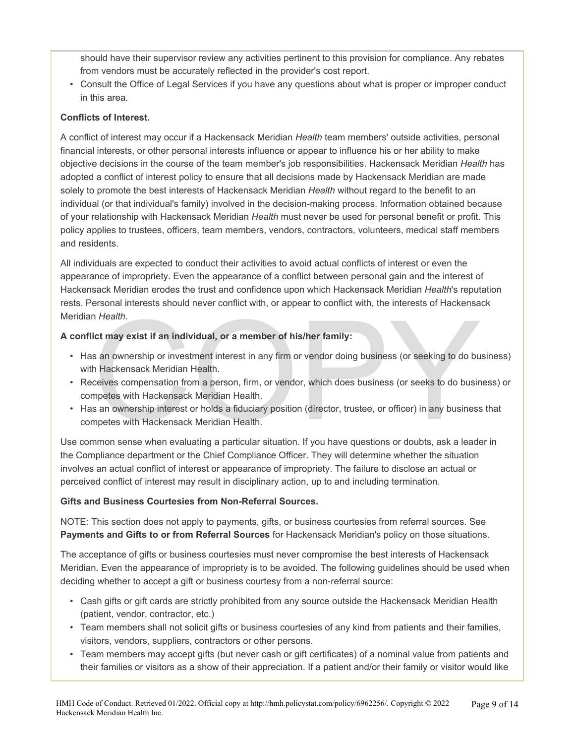should have their supervisor review any activities pertinent to this provision for compliance. Any rebates from vendors must be accurately reflected in the provider's cost report.

- Consult the Office of Legal Services if you have any questions about what is proper or improper conduct in this area.

**Conflicts of Interest.**

A conflict of interest may occur if a Hackensack Meridian *Health* team members' outside activities, personal financial interests, or other personal interests influence or appear to influence his or her ability to make objective decisions in the course of the team member's job responsibilities. Hackensack Meridian *Health* has adopted a conflict of interest policy to ensure that all decisions made by Hackensack Meridian are made solely to promote the best interests of Hackensack Meridian *Health* without regard to the benefit to an individual (or that individual's family) involved in the decision-making process. Information obtained because of your relationship with Hackensack Meridian *Health* must never be used for personal benefit or profit. This policy applies to trustees, officers, team members, vendors, contractors, volunteers, medical staff members and residents.

All individuals are expected to conduct their activities to avoid actual conflicts of interest or even the appearance of impropriety. Even the appearance of a conflict between personal gain and the interest of Hackensack Meridian erodes the trust and confidence upon which Hackensack Meridian *Health*'s reputation rests. Personal interests should never conflict with, or appear to conflict with, the interests of Hackensack Meridian *Health*.

**A conflict may exist if an individual, or a member of his/her family:**

- Has an ownership or investment interest in any firm or vendor doing business (or seeking to do business) with Hackensack Meridian Health.
- Receives compensation from a person, firm, or vendor, which does business (or seeks to do business) or competes with Hackensack Meridian Health.
- Has an ownership interest or holds a fiduciary position (director, trustee, or officer) in any business that competes with Hackensack Meridian Health.

Use common sense when evaluating a particular situation. If you have questions or doubts, ask a leader in the Compliance department or the Chief Compliance Officer. They will determine whether the situation involves an actual conflict of interest or appearance of impropriety. The failure to disclose an actual or perceived conflict of interest may result in disciplinary action, up to and including termination.

**Gifts and Business Courtesies from Non-Referral Sources.**

NOTE: This section does not apply to payments, gifts, or business courtesies from referral sources. See **Payments and Gifts to or from Referral Sources** for Hackensack Meridian's policy on those situations.

The acceptance of gifts or business courtesies must never compromise the best interests of Hackensack Meridian. Even the appearance of impropriety is to be avoided. The following guidelines should be used when deciding whether to accept a gift or business courtesy from a non-referral source:

- Cash gifts or gift cards are strictly prohibited from any source outside the Hackensack Meridian Health (patient, vendor, contractor, etc.)
- Team members shall not solicit gifts or business courtesies of any kind from patients and their families, visitors, vendors, suppliers, contractors or other persons.
- Team members may accept gifts (but never cash or gift certificates) of a nominal value from patients and their families or visitors as a show of their appreciation. If a patient and/or their family or visitor would like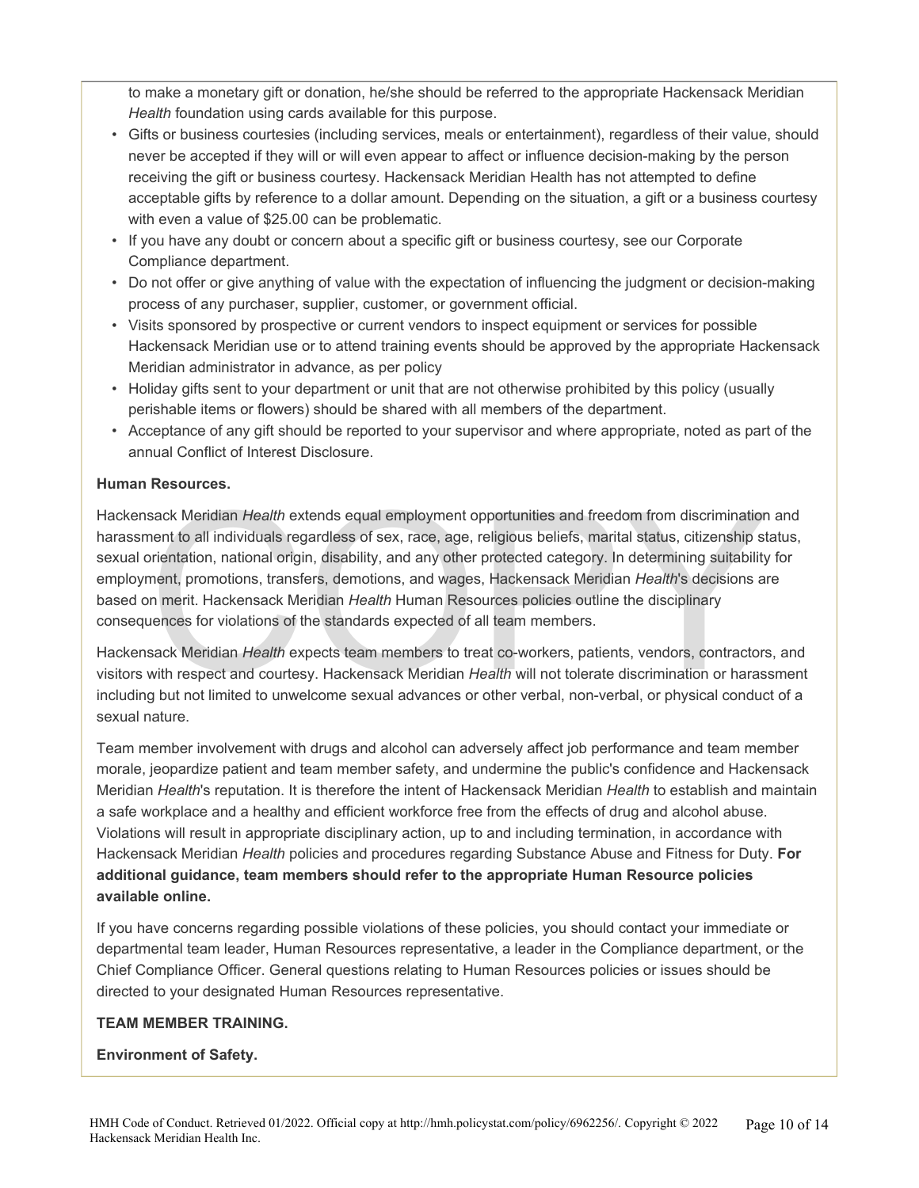to make a monetary gift or donation, he/she should be referred to the appropriate Hackensack Meridian *Health* foundation using cards available for this purpose.

- Gifts or business courtesies (including services, meals or entertainment), regardless of their value, should never be accepted if they will or will even appear to affect or influence decision-making by the person receiving the gift or business courtesy. Hackensack Meridian Health has not attempted to define acceptable gifts by reference to a dollar amount. Depending on the situation, a gift or a business courtesy with even a value of $25.00 can be problematic.
- If you have any doubt or concern about a specific gift or business courtesy, see our Corporate Compliance department.
- Do not offer or give anything of value with the expectation of influencing the judgment or decision-making process of any purchaser, supplier, customer, or government official.
- Visits sponsored by prospective or current vendors to inspect equipment or services for possible Hackensack Meridian use or to attend training events should be approved by the appropriate Hackensack Meridian administrator in advance, as per policy
- Holiday gifts sent to your department or unit that are not otherwise prohibited by this policy (usually perishable items or flowers) should be shared with all members of the department.
- Acceptance of any gift should be reported to your supervisor and where appropriate, noted as part of the annual Conflict of Interest Disclosure.

**Human Resources.**

Hackensack Meridian *Health* extends equal employment opportunities and freedom from discrimination and harassment to all individuals regardless of sex, race, age, religious beliefs, marital status, citizenship status, sexual orientation, national origin, disability, and any other protected category. In determining suitability for employment, promotions, transfers, demotions, and wages, Hackensack Meridian *Health*'s decisions are based on merit. Hackensack Meridian *Health* Human Resources policies outline the disciplinary consequences for violations of the standards expected of all team members.

Hackensack Meridian *Health* expects team members to treat co-workers, patients, vendors, contractors, and visitors with respect and courtesy. Hackensack Meridian *Health* will not tolerate discrimination or harassment including but not limited to unwelcome sexual advances or other verbal, non-verbal, or physical conduct of a sexual nature.

Team member involvement with drugs and alcohol can adversely affect job performance and team member morale, jeopardize patient and team member safety, and undermine the public's confidence and Hackensack Meridian *Health*'s reputation. It is therefore the intent of Hackensack Meridian *Health* to establish and maintain a safe workplace and a healthy and efficient workforce free from the effects of drug and alcohol abuse. Violations will result in appropriate disciplinary action, up to and including termination, in accordance with Hackensack Meridian *Health* policies and procedures regarding Substance Abuse and Fitness for Duty. **For additional guidance, team members should refer to the appropriate Human Resource policies available online.**

If you have concerns regarding possible violations of these policies, you should contact your immediate or departmental team leader, Human Resources representative, a leader in the Compliance department, or the Chief Compliance Officer. General questions relating to Human Resources policies or issues should be directed to your designated Human Resources representative.

**TEAM MEMBER TRAINING.**

**Environment of Safety.**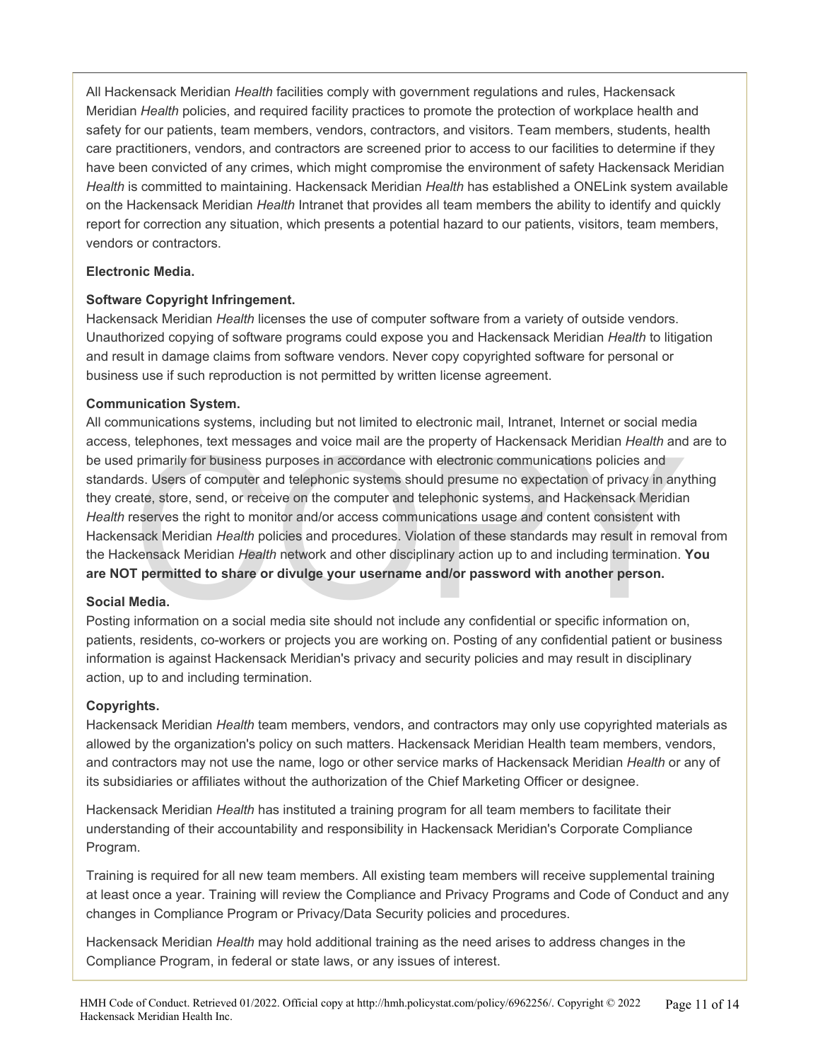All Hackensack Meridian *Health* facilities comply with government regulations and rules, Hackensack Meridian *Health* policies, and required facility practices to promote the protection of workplace health and safety for our patients, team members, vendors, contractors, and visitors. Team members, students, health care practitioners, vendors, and contractors are screened prior to access to our facilities to determine if they have been convicted of any crimes, which might compromise the environment of safety Hackensack Meridian *Health* is committed to maintaining. Hackensack Meridian *Health* has established a ONELink system available on the Hackensack Meridian *Health* Intranet that provides all team members the ability to identify and quickly report for correction any situation, which presents a potential hazard to our patients, visitors, team members, vendors or contractors.

**Electronic Media.**

**Software Copyright Infringement.**

Hackensack Meridian *Health* licenses the use of computer software from a variety of outside vendors. Unauthorized copying of software programs could expose you and Hackensack Meridian *Health* to litigation and result in damage claims from software vendors. Never copy copyrighted software for personal or business use if such reproduction is not permitted by written license agreement.

**Communication System.**

All communications systems, including but not limited to electronic mail, Intranet, Internet or social media access, telephones, text messages and voice mail are the property of Hackensack Meridian *Health* and are to be used primarily for business purposes in accordance with electronic communications policies and standards. Users of computer and telephonic systems should presume no expectation of privacy in anything they create, store, send, or receive on the computer and telephonic systems, and Hackensack Meridian *Health* reserves the right to monitor and/or access communications usage and content consistent with Hackensack Meridian *Health* policies and procedures. Violation of these standards may result in removal from the Hackensack Meridian *Health* network and other disciplinary action up to and including termination. **You are NOT permitted to share or divulge your username and/or password with another person.**

**Social Media.**

Posting information on a social media site should not include any confidential or specific information on, patients, residents, co-workers or projects you are working on. Posting of any confidential patient or business information is against Hackensack Meridian's privacy and security policies and may result in disciplinary action, up to and including termination.

**Copyrights.**

Hackensack Meridian *Health* team members, vendors, and contractors may only use copyrighted materials as allowed by the organization's policy on such matters. Hackensack Meridian Health team members, vendors, and contractors may not use the name, logo or other service marks of Hackensack Meridian *Health* or any of its subsidiaries or affiliates without the authorization of the Chief Marketing Officer or designee.

Hackensack Meridian *Health* has instituted a training program for all team members to facilitate their understanding of their accountability and responsibility in Hackensack Meridian's Corporate Compliance Program.

Training is required for all new team members. All existing team members will receive supplemental training at least once a year. Training will review the Compliance and Privacy Programs and Code of Conduct and any changes in Compliance Program or Privacy/Data Security policies and procedures.

Hackensack Meridian *Health* may hold additional training as the need arises to address changes in the Compliance Program, in federal or state laws, or any issues of interest.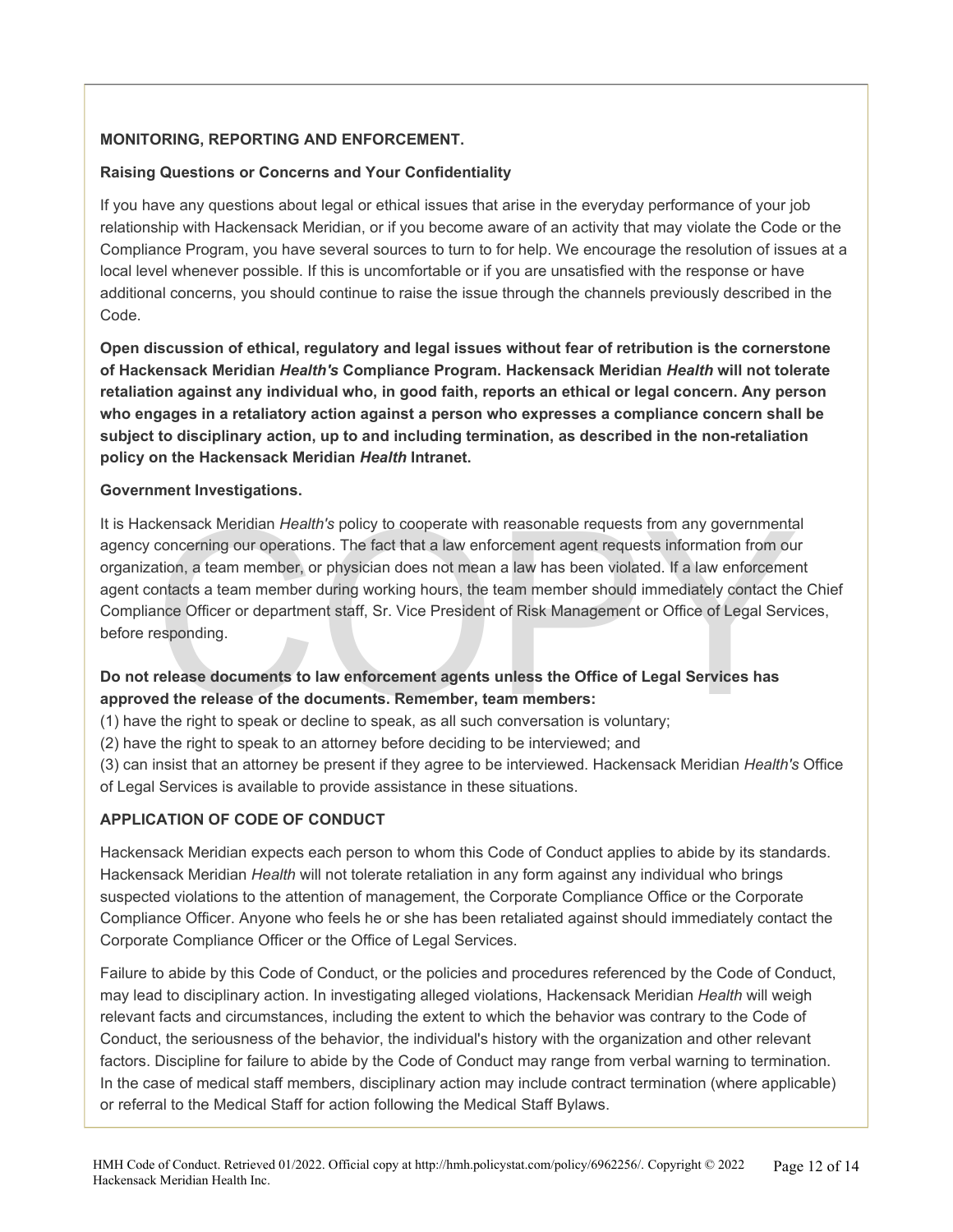**MONITORING, REPORTING AND ENFORCEMENT.**

**Raising Questions or Concerns and Your Confidentiality**

If you have any questions about legal or ethical issues that arise in the everyday performance of your job relationship with Hackensack Meridian, or if you become aware of an activity that may violate the Code or the Compliance Program, you have several sources to turn to for help. We encourage the resolution of issues at a local level whenever possible. If this is uncomfortable or if you are unsatisfied with the response or have additional concerns, you should continue to raise the issue through the channels previously described in the Code.

**Open discussion of ethical, regulatory and legal issues without fear of retribution is the cornerstone of Hackensack Meridian *Health's* Compliance Program. Hackensack Meridian *Health* will not tolerate retaliation against any individual who, in good faith, reports an ethical or legal concern. Any person who engages in a retaliatory action against a person who expresses a compliance concern shall be subject to disciplinary action, up to and including termination, as described in the non-retaliation policy on the Hackensack Meridian *Health* Intranet.**

**Government Investigations.**

It is Hackensack Meridian *Health's* policy to cooperate with reasonable requests from any governmental agency concerning our operations. The fact that a law enforcement agent requests information from our organization, a team member, or physician does not mean a law has been violated. If a law enforcement agent contacts a team member during working hours, the team member should immediately contact the Chief Compliance Officer or department staff, Sr. Vice President of Risk Management or Office of Legal Services, before responding.

**Do not release documents to law enforcement agents unless the Office of Legal Services has approved the release of the documents. Remember, team members:**

(1) have the right to speak or decline to speak, as all such conversation is voluntary;

(2) have the right to speak to an attorney before deciding to be interviewed; and

(3) can insist that an attorney be present if they agree to be interviewed. Hackensack Meridian *Health's* Office of Legal Services is available to provide assistance in these situations.

**APPLICATION OF CODE OF CONDUCT**

Hackensack Meridian expects each person to whom this Code of Conduct applies to abide by its standards. Hackensack Meridian *Health* will not tolerate retaliation in any form against any individual who brings suspected violations to the attention of management, the Corporate Compliance Office or the Corporate Compliance Officer. Anyone who feels he or she has been retaliated against should immediately contact the Corporate Compliance Officer or the Office of Legal Services.

Failure to abide by this Code of Conduct, or the policies and procedures referenced by the Code of Conduct, may lead to disciplinary action. In investigating alleged violations, Hackensack Meridian *Health* will weigh relevant facts and circumstances, including the extent to which the behavior was contrary to the Code of Conduct, the seriousness of the behavior, the individual's history with the organization and other relevant factors. Discipline for failure to abide by the Code of Conduct may range from verbal warning to termination. In the case of medical staff members, disciplinary action may include contract termination (where applicable) or referral to the Medical Staff for action following the Medical Staff Bylaws.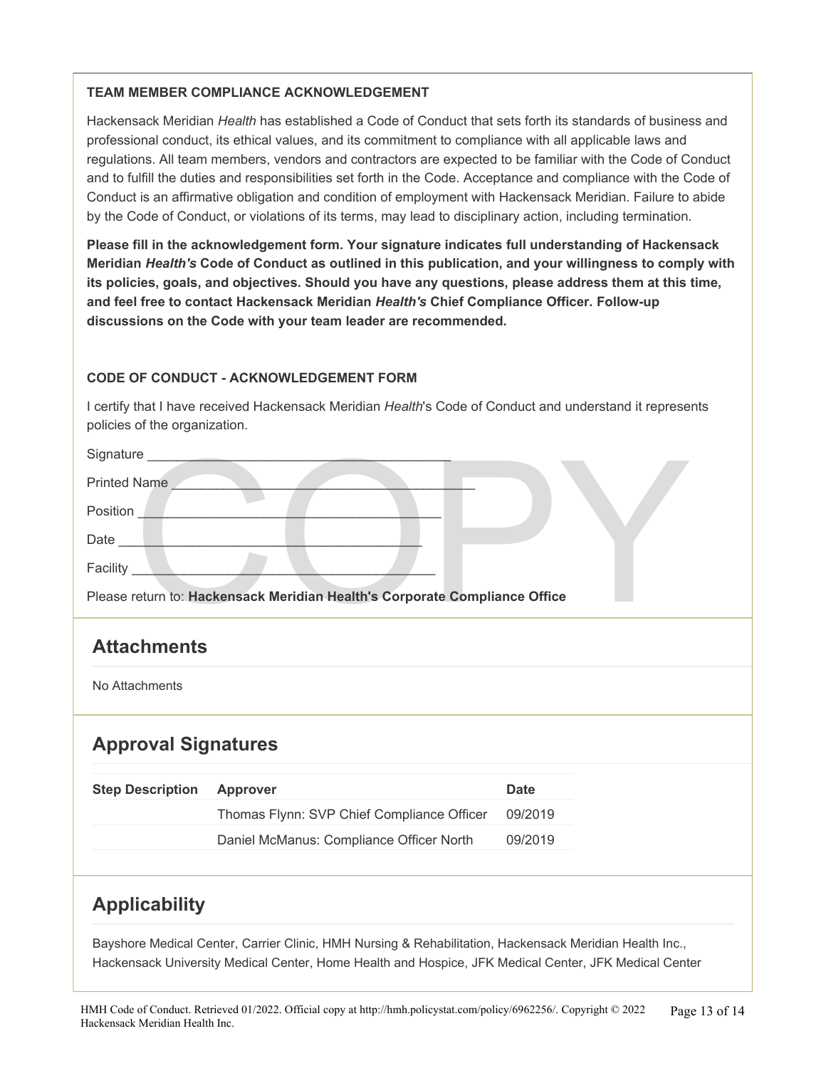**TEAM MEMBER COMPLIANCE ACKNOWLEDGEMENT**

Hackensack Meridian *Health* has established a Code of Conduct that sets forth its standards of business and professional conduct, its ethical values, and its commitment to compliance with all applicable laws and regulations. All team members, vendors and contractors are expected to be familiar with the Code of Conduct and to fulfill the duties and responsibilities set forth in the Code. Acceptance and compliance with the Code of Conduct is an affirmative obligation and condition of employment with Hackensack Meridian. Failure to abide by the Code of Conduct, or violations of its terms, may lead to disciplinary action, including termination.

**Please fill in the acknowledgement form. Your signature indicates full understanding of Hackensack Meridian *Health's* Code of Conduct as outlined in this publication, and your willingness to comply with its policies, goals, and objectives. Should you have any questions, please address them at this time, and feel free to contact Hackensack Meridian *Health's* Chief Compliance Officer. Follow-up discussions on the Code with your team leader are recommended.**

**CODE OF CONDUCT - ACKNOWLEDGEMENT FORM**

I certify that I have received Hackensack Meridian *Health*'s Code of Conduct and understand it represents policies of the organization.

Signature ________________________________________

Printed Name ________________________________________

Position ________________________________________

Date ________________________________________

Facility ________________________________________

Please return to: **Hackensack Meridian Health's Corporate Compliance Office**

## Attachments

No Attachments

## Approval Signatures

| Step Description | Approver | Date |
|---|---|---|
| | Thomas Flynn: SVP Chief Compliance Officer | 09/2019 |
| | Daniel McManus: Compliance Officer North | 09/2019 |

## Applicability

Bayshore Medical Center, Carrier Clinic, HMH Nursing & Rehabilitation, Hackensack Meridian Health Inc., Hackensack University Medical Center, Home Health and Hospice, JFK Medical Center, JFK Medical Center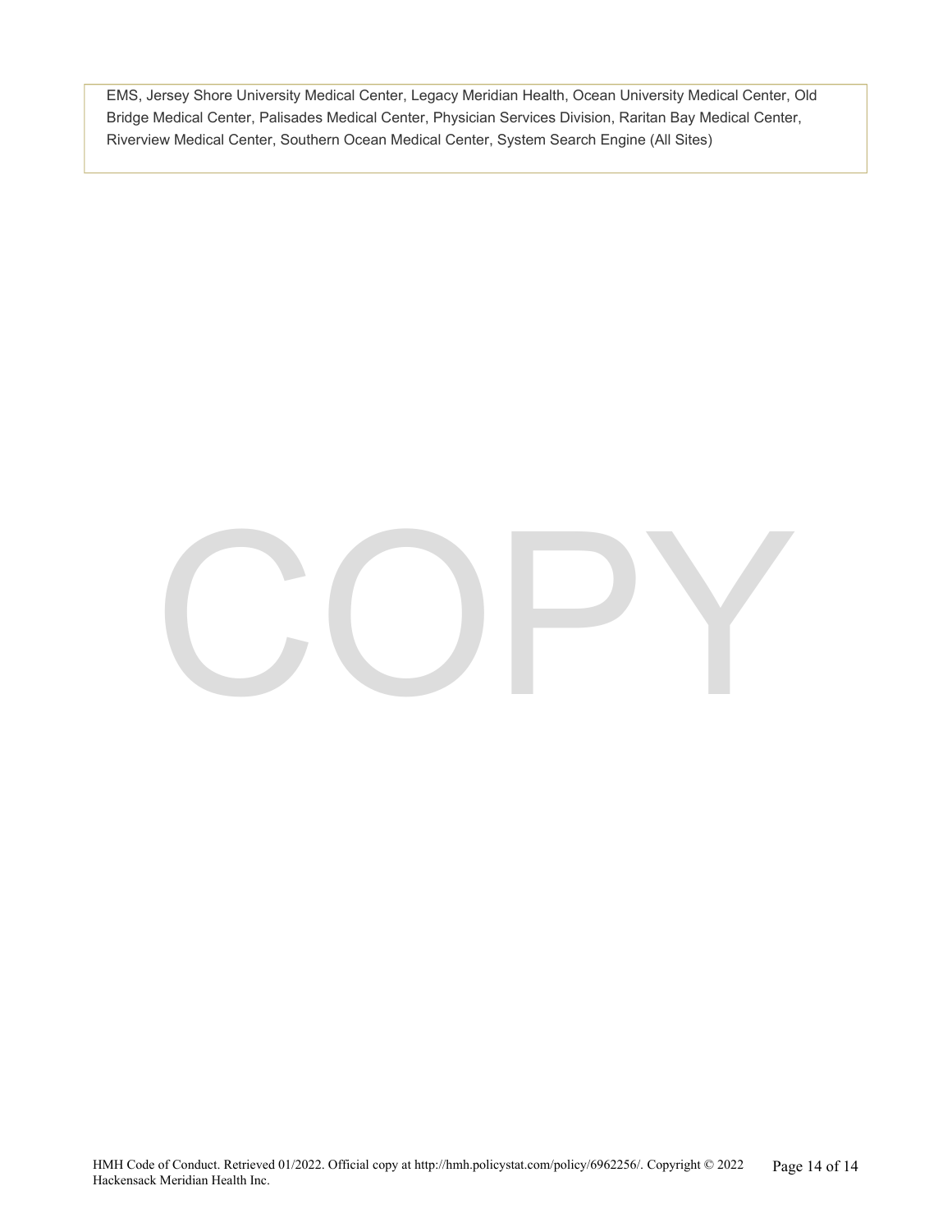EMS, Jersey Shore University Medical Center, Legacy Meridian Health, Ocean University Medical Center, Old Bridge Medical Center, Palisades Medical Center, Physician Services Division, Raritan Bay Medical Center, Riverview Medical Center, Southern Ocean Medical Center, System Search Engine (All Sites)